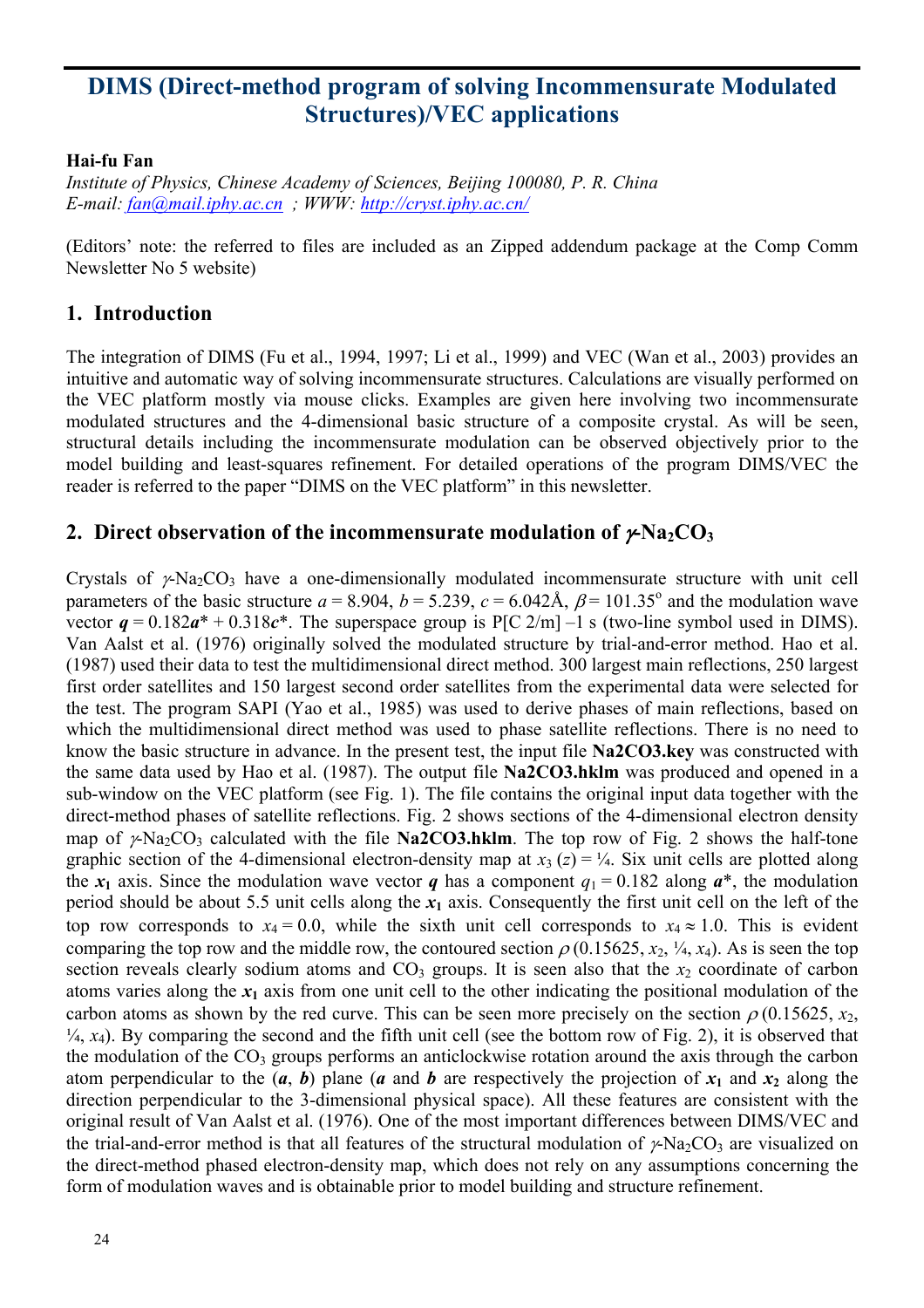# DIMS (Direct-method program of solving Incommensurate Modulated Structures)/VEC applications

**Hai-fu Fan**

*Institute of Physics, Chinese Academy of Sciences, Beijing 100080, P. R. China*
*E-mail: fan@mail.iphy.ac.cn ; WWW: http://cryst.iphy.ac.cn/*

(Editors' note: the referred to files are included as an Zipped addendum package at the Comp Comm Newsletter No 5 website)

## 1. Introduction

The integration of DIMS (Fu et al., 1994, 1997; Li et al., 1999) and VEC (Wan et al., 2003) provides an intuitive and automatic way of solving incommensurate structures. Calculations are visually performed on the VEC platform mostly via mouse clicks. Examples are given here involving two incommensurate modulated structures and the 4-dimensional basic structure of a composite crystal. As will be seen, structural details including the incommensurate modulation can be observed objectively prior to the model building and least-squares refinement. For detailed operations of the program DIMS/VEC the reader is referred to the paper "DIMS on the VEC platform" in this newsletter.

## 2. Direct observation of the incommensurate modulation of $\gamma$-$Na_2CO_3$

Crystals of $\gamma$-$Na_2CO_3$ have a one-dimensionally modulated incommensurate structure with unit cell parameters of the basic structure $a = 8.904$, $b = 5.239$, $c = 6.042$Å, $\beta = 101.35^{o}$ and the modulation wave vector $\boldsymbol{q} = 0.182\boldsymbol{a}^{*} + 0.318\boldsymbol{c}^{*}$. The superspace group is P[C 2/m] –1 s (two-line symbol used in DIMS). Van Aalst et al. (1976) originally solved the modulated structure by trial-and-error method. Hao et al. (1987) used their data to test the multidimensional direct method. 300 largest main reflections, 250 largest first order satellites and 150 largest second order satellites from the experimental data were selected for the test. The program SAPI (Yao et al., 1985) was used to derive phases of main reflections, based on which the multidimensional direct method was used to phase satellite reflections. There is no need to know the basic structure in advance. In the present test, the input file **Na2CO3.key** was constructed with the same data used by Hao et al. (1987). The output file **Na2CO3.hklm** was produced and opened in a sub-window on the VEC platform (see Fig. 1). The file contains the original input data together with the direct-method phases of satellite reflections. Fig. 2 shows sections of the 4-dimensional electron density map of $\gamma$-$Na_2CO_3$ calculated with the file **Na2CO3.hklm**. The top row of Fig. 2 shows the half-tone graphic section of the 4-dimensional electron-density map at $x_3$ ($z$) = ¼. Six unit cells are plotted along the $\boldsymbol{x_1}$ axis. Since the modulation wave vector $\boldsymbol{q}$ has a component $q_1 = 0.182$ along $\boldsymbol{a}^{*}$, the modulation period should be about 5.5 unit cells along the $\boldsymbol{x_1}$ axis. Consequently the first unit cell on the left of the top row corresponds to $x_4 = 0.0$, while the sixth unit cell corresponds to $x_4 \approx 1.0$. This is evident comparing the top row and the middle row, the contoured section $\rho$ (0.15625, $x_2$, ¼, $x_4$). As is seen the top section reveals clearly sodium atoms and $CO_3$ groups. It is seen also that the $x_2$ coordinate of carbon atoms varies along the $\boldsymbol{x_1}$ axis from one unit cell to the other indicating the positional modulation of the carbon atoms as shown by the red curve. This can be seen more precisely on the section $\rho$ (0.15625, $x_2$, ¼, $x_4$). By comparing the second and the fifth unit cell (see the bottom row of Fig. 2), it is observed that the modulation of the $CO_3$ groups performs an anticlockwise rotation around the axis through the carbon atom perpendicular to the ($\boldsymbol{a}$, $\boldsymbol{b}$) plane ($\boldsymbol{a}$ and $\boldsymbol{b}$ are respectively the projection of $\boldsymbol{x_1}$ and $\boldsymbol{x_2}$ along the direction perpendicular to the 3-dimensional physical space). All these features are consistent with the original result of Van Aalst et al. (1976). One of the most important differences between DIMS/VEC and the trial-and-error method is that all features of the structural modulation of $\gamma$-$Na_2CO_3$ are visualized on the direct-method phased electron-density map, which does not rely on any assumptions concerning the form of modulation waves and is obtainable prior to model building and structure refinement.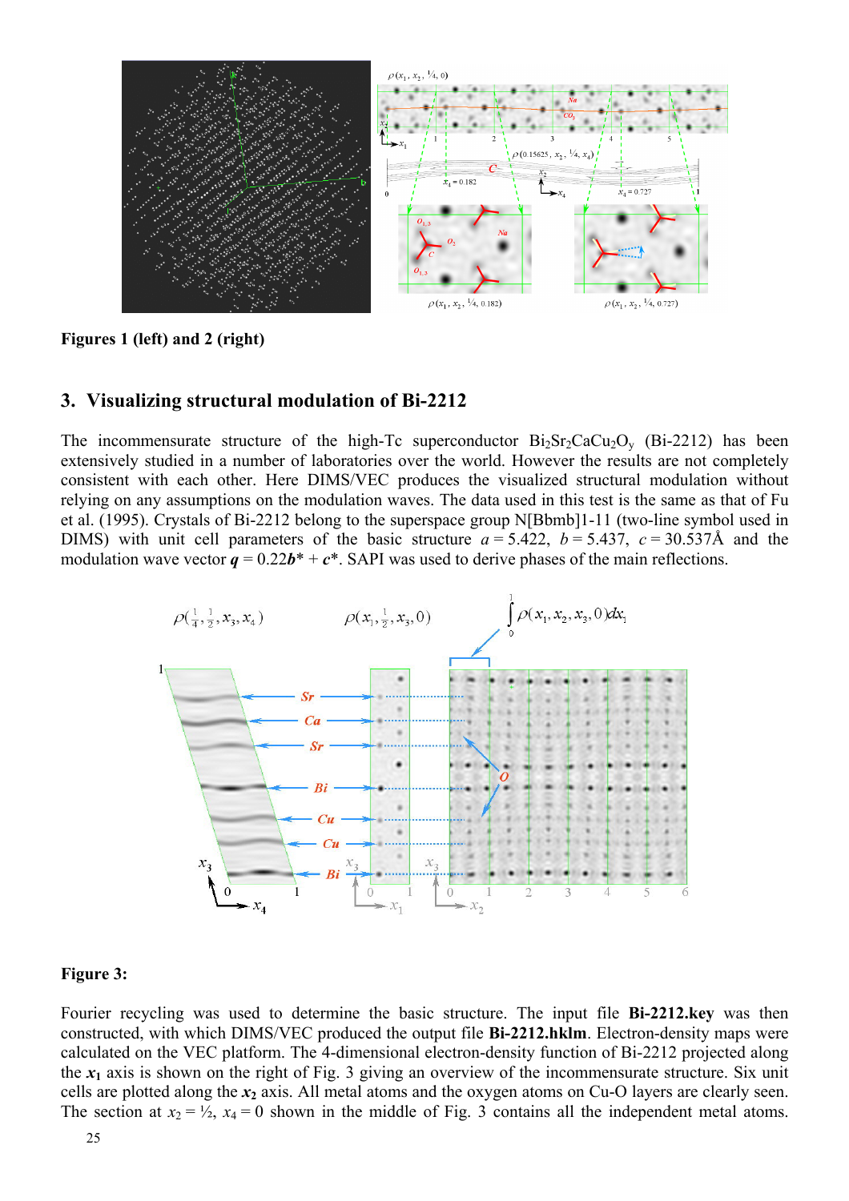**Figures 1 (left) and 2 (right)**

## 3. Visualizing structural modulation of Bi-2212

The incommensurate structure of the high-Tc superconductor $Bi_2Sr_2CaCu_2O_y$ (Bi-2212) has been extensively studied in a number of laboratories over the world. However the results are not completely consistent with each other. Here DIMS/VEC produces the visualized structural modulation without relying on any assumptions on the modulation waves. The data used in this test is the same as that of Fu et al. (1995). Crystals of Bi-2212 belong to the superspace group N[Bbmb]1-11 (two-line symbol used in DIMS) with unit cell parameters of the basic structure $a = 5.422$, $b = 5.437$, $c = 30.537$Å and the modulation wave vector $\boldsymbol{q} = 0.22\boldsymbol{b}^* + \boldsymbol{c}^*$. SAPI was used to derive phases of the main reflections.

**Figure 3:**

Fourier recycling was used to determine the basic structure. The input file **Bi-2212.key** was then constructed, with which DIMS/VEC produced the output file **Bi-2212.hklm**. Electron-density maps were calculated on the VEC platform. The 4-dimensional electron-density function of Bi-2212 projected along the $\boldsymbol{x}_1$ axis is shown on the right of Fig. 3 giving an overview of the incommensurate structure. Six unit cells are plotted along the $\boldsymbol{x}_2$ axis. All metal atoms and the oxygen atoms on Cu-O layers are clearly seen. The section at $x_2 = ½$, $x_4 = 0$ shown in the middle of Fig. 3 contains all the independent metal atoms.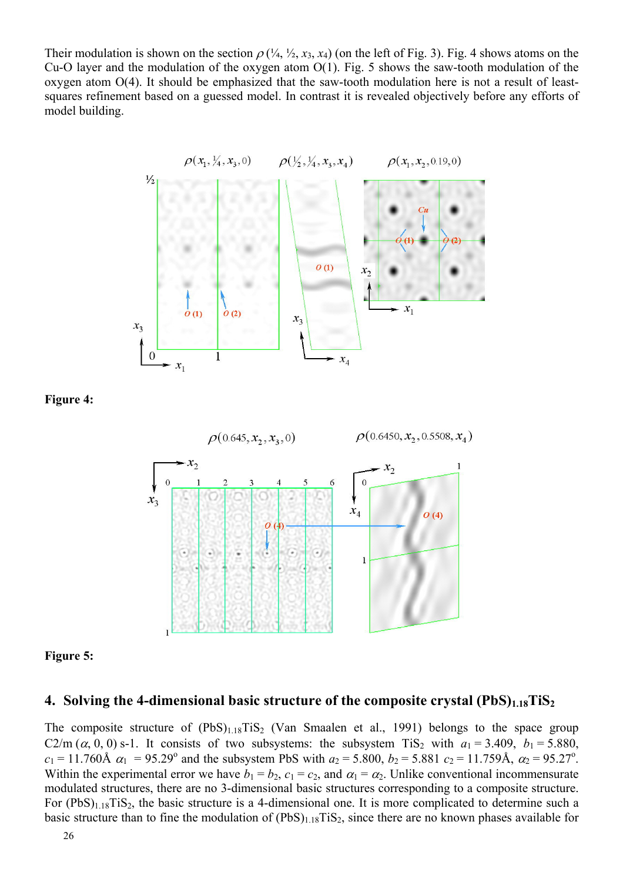Their modulation is shown on the section $\rho$ (¼, ½, $x_3$, $x_4$) (on the left of Fig. 3). Fig. 4 shows atoms on the Cu-O layer and the modulation of the oxygen atom O(1). Fig. 5 shows the saw-tooth modulation of the oxygen atom O(4). It should be emphasized that the saw-tooth modulation here is not a result of least-squares refinement based on a guessed model. In contrast it is revealed objectively before any efforts of model building.

**Figure 4:**

**Figure 5:**

## 4. Solving the 4-dimensional basic structure of the composite crystal $(PbS)_{1.18}TiS_2$

The composite structure of $(PbS)_{1.18}TiS_2$ (Van Smaalen et al., 1991) belongs to the space group C2/m ($\alpha$, 0, 0) s-1. It consists of two subsystems: the subsystem $TiS_2$ with $a_1 = 3.409$, $b_1 = 5.880$, $c_1 = 11.760$Å $\alpha_1 = 95.29^{\circ}$ and the subsystem PbS with $a_2 = 5.800$, $b_2 = 5.881$ $c_2 = 11.759$Å, $\alpha_2 = 95.27^{\circ}$. Within the experimental error we have $b_1 = b_2$, $c_1 = c_2$, and $\alpha_1 = \alpha_2$. Unlike conventional incommensurate modulated structures, there are no 3-dimensional basic structures corresponding to a composite structure. For $(PbS)_{1.18}TiS_2$, the basic structure is a 4-dimensional one. It is more complicated to determine such a basic structure than to fine the modulation of $(PbS)_{1.18}TiS_2$, since there are no known phases available for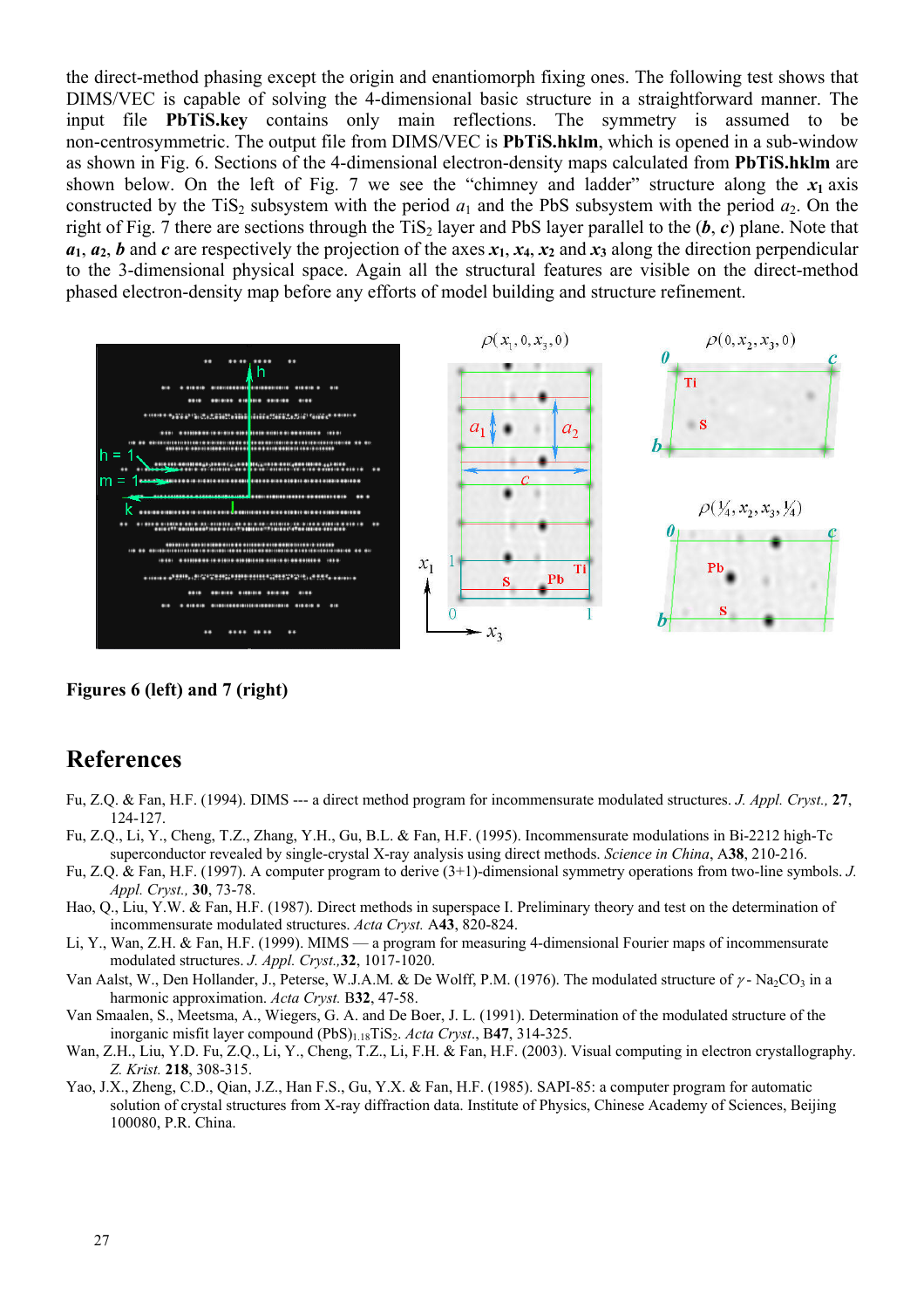the direct-method phasing except the origin and enantiomorph fixing ones. The following test shows that DIMS/VEC is capable of solving the 4-dimensional basic structure in a straightforward manner. The input file **PbTiS.key** contains only main reflections. The symmetry is assumed to be non-centrosymmetric. The output file from DIMS/VEC is **PbTiS.hklm**, which is opened in a sub-window as shown in Fig. 6. Sections of the 4-dimensional electron-density maps calculated from **PbTiS.hklm** are shown below. On the left of Fig. 7 we see the "chimney and ladder" structure along the $\boldsymbol{x}_1$ axis constructed by the $TiS_2$ subsystem with the period $a_1$ and the PbS subsystem with the period $a_2$. On the right of Fig. 7 there are sections through the $TiS_2$ layer and PbS layer parallel to the ($\boldsymbol{b}$, $\boldsymbol{c}$) plane. Note that $\boldsymbol{a}_1$, $\boldsymbol{a}_2$, $\boldsymbol{b}$ and $\boldsymbol{c}$ are respectively the projection of the axes $\boldsymbol{x}_1$, $\boldsymbol{x}_4$, $\boldsymbol{x}_2$ and $\boldsymbol{x}_3$ along the direction perpendicular to the 3-dimensional physical space. Again all the structural features are visible on the direct-method phased electron-density map before any efforts of model building and structure refinement.

h
h = 1
m = 1
k
l

$\rho(x_1, 0, x_3, 0)$
$a_1$
$a_2$
$c$
$x_1$
1
S
Pb
Ti
0
1
$x_3$

$\rho(0, x_2, x_3, 0)$
0
c
Ti
S
b

$\rho(1/4, x_2, x_3, 1/4)$
0
c
Pb
S
b

**Figures 6 (left) and 7 (right)**

# References

Fu, Z.Q. & Fan, H.F. (1994). DIMS --- a direct method program for incommensurate modulated structures. *J. Appl. Cryst.,* **27**, 124-127.

Fu, Z.Q., Li, Y., Cheng, T.Z., Zhang, Y.H., Gu, B.L. & Fan, H.F. (1995). Incommensurate modulations in Bi-2212 high-Tc superconductor revealed by single-crystal X-ray analysis using direct methods. *Science in China*, A**38**, 210-216.

Fu, Z.Q. & Fan, H.F. (1997). A computer program to derive (3+1)-dimensional symmetry operations from two-line symbols. *J. Appl. Cryst.,* **30**, 73-78.

Hao, Q., Liu, Y.W. & Fan, H.F. (1987). Direct methods in superspace I. Preliminary theory and test on the determination of incommensurate modulated structures. *Acta Cryst.* A**43**, 820-824.

Li, Y., Wan, Z.H. & Fan, H.F. (1999). MIMS — a program for measuring 4-dimensional Fourier maps of incommensurate modulated structures. *J. Appl. Cryst.,***32**, 1017-1020.

Van Aalst, W., Den Hollander, J., Peterse, W.J.A.M. & De Wolff, P.M. (1976). The modulated structure of $\gamma$- $Na_2CO_3$ in a harmonic approximation. *Acta Cryst.* B**32**, 47-58.

Van Smaalen, S., Meetsma, A., Wiegers, G. A. and De Boer, J. L. (1991). Determination of the modulated structure of the inorganic misfit layer compound $(PbS)_{1.18}TiS_2$. *Acta Cryst*., B**47**, 314-325.

Wan, Z.H., Liu, Y.D. Fu, Z.Q., Li, Y., Cheng, T.Z., Li, F.H. & Fan, H.F. (2003). Visual computing in electron crystallography. *Z. Krist.* **218**, 308-315.

Yao, J.X., Zheng, C.D., Qian, J.Z., Han F.S., Gu, Y.X. & Fan, H.F. (1985). SAPI-85: a computer program for automatic solution of crystal structures from X-ray diffraction data. Institute of Physics, Chinese Academy of Sciences, Beijing 100080, P.R. China.